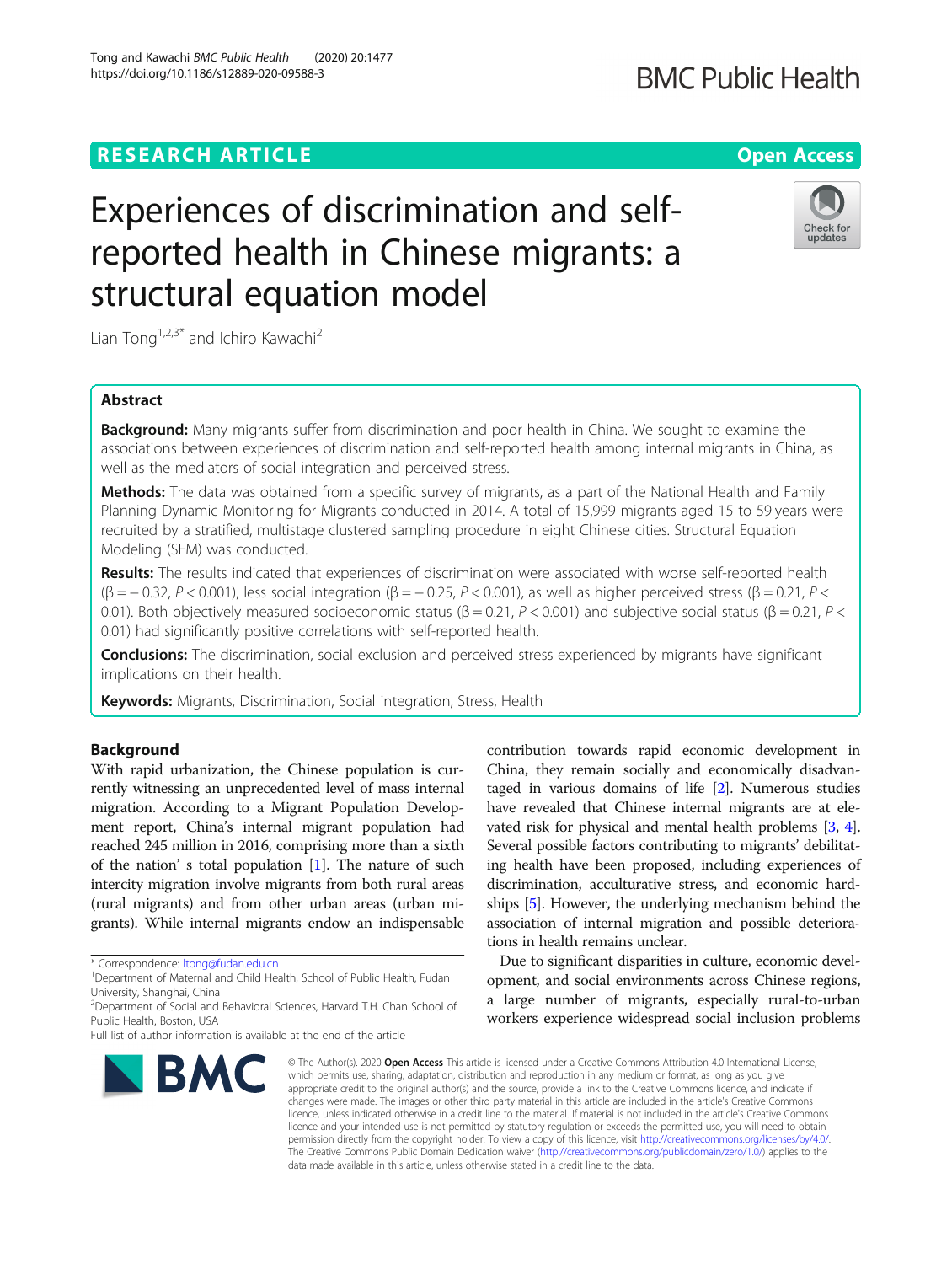RESEARCH ARTICLE

Open Access

# Experiences of discrimination and self-reported health in Chinese migrants: a structural equation model

Lian Tong[1,2,3*] and Ichiro Kawachi[2]

## Abstract

**Background:** Many migrants suffer from discrimination and poor health in China. We sought to examine the associations between experiences of discrimination and self-reported health among internal migrants in China, as well as the mediators of social integration and perceived stress.

**Methods:** The data was obtained from a specific survey of migrants, as a part of the National Health and Family Planning Dynamic Monitoring for Migrants conducted in 2014. A total of 15,999 migrants aged 15 to 59 years were recruited by a stratified, multistage clustered sampling procedure in eight Chinese cities. Structural Equation Modeling (SEM) was conducted.

**Results:** The results indicated that experiences of discrimination were associated with worse self-reported health ($\beta = -0.32$, $P < 0.001$), less social integration ($\beta = -0.25$, $P < 0.001$), as well as higher perceived stress ($\beta = 0.21$, $P < 0.01$). Both objectively measured socioeconomic status ($\beta = 0.21$, $P < 0.001$) and subjective social status ($\beta = 0.21$, $P < 0.01$) had significantly positive correlations with self-reported health.

**Conclusions:** The discrimination, social exclusion and perceived stress experienced by migrants have significant implications on their health.

**Keywords:** Migrants, Discrimination, Social integration, Stress, Health

## Background

With rapid urbanization, the Chinese population is currently witnessing an unprecedented level of mass internal migration. According to a Migrant Population Development report, China's internal migrant population had reached 245 million in 2016, comprising more than a sixth of the nation' s total population [1]. The nature of such intercity migration involve migrants from both rural areas (rural migrants) and from other urban areas (urban migrants). While internal migrants endow an indispensable contribution towards rapid economic development in China, they remain socially and economically disadvantaged in various domains of life [2]. Numerous studies have revealed that Chinese internal migrants are at elevated risk for physical and mental health problems [3, 4]. Several possible factors contributing to migrants' debilitating health have been proposed, including experiences of discrimination, acculturative stress, and economic hardships [5]. However, the underlying mechanism behind the association of internal migration and possible deteriorations in health remains unclear.

Due to significant disparities in culture, economic development, and social environments across Chinese regions, a large number of migrants, especially rural-to-urban workers experience widespread social inclusion problems

\* Correspondence: ltong@fudan.edu.cn

[1]Department of Maternal and Child Health, School of Public Health, Fudan University, Shanghai, China

[2]Department of Social and Behavioral Sciences, Harvard T.H. Chan School of Public Health, Boston, USA

Full list of author information is available at the end of the article

© The Author(s). 2020 **Open Access** This article is licensed under a Creative Commons Attribution 4.0 International License, which permits use, sharing, adaptation, distribution and reproduction in any medium or format, as long as you give appropriate credit to the original author(s) and the source, provide a link to the Creative Commons licence, and indicate if changes were made. The images or other third party material in this article are included in the article's Creative Commons licence, unless indicated otherwise in a credit line to the material. If material is not included in the article's Creative Commons licence and your intended use is not permitted by statutory regulation or exceeds the permitted use, you will need to obtain permission directly from the copyright holder. To view a copy of this licence, visit http://creativecommons.org/licenses/by/4.0/. The Creative Commons Public Domain Dedication waiver (http://creativecommons.org/publicdomain/zero/1.0/) applies to the data made available in this article, unless otherwise stated in a credit line to the data.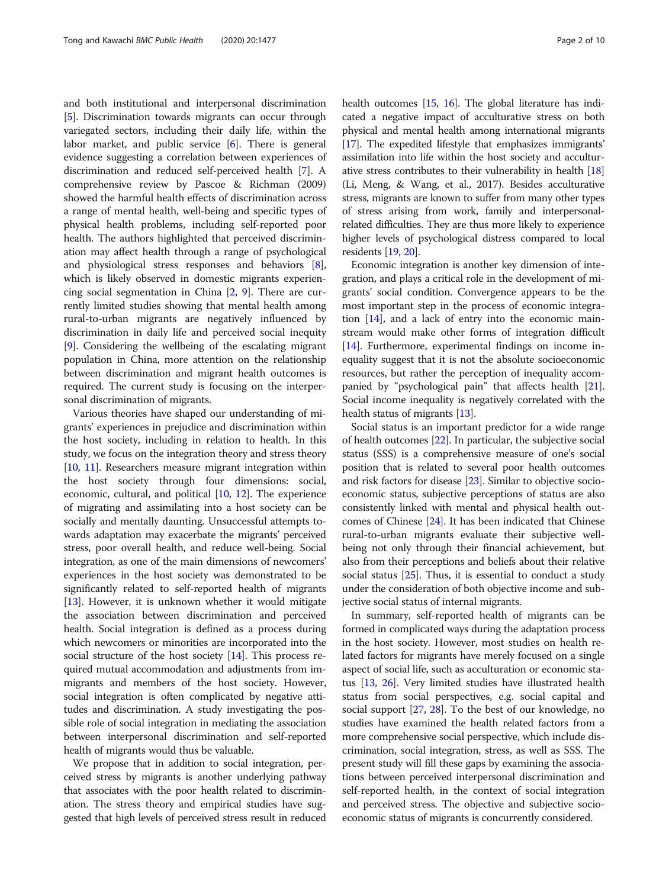and both institutional and interpersonal discrimination [5]. Discrimination towards migrants can occur through variegated sectors, including their daily life, within the labor market, and public service [6]. There is general evidence suggesting a correlation between experiences of discrimination and reduced self-perceived health [7]. A comprehensive review by Pascoe & Richman (2009) showed the harmful health effects of discrimination across a range of mental health, well-being and specific types of physical health problems, including self-reported poor health. The authors highlighted that perceived discrimination may affect health through a range of psychological and physiological stress responses and behaviors [8], which is likely observed in domestic migrants experiencing social segmentation in China [2, 9]. There are currently limited studies showing that mental health among rural-to-urban migrants are negatively influenced by discrimination in daily life and perceived social inequity [9]. Considering the wellbeing of the escalating migrant population in China, more attention on the relationship between discrimination and migrant health outcomes is required. The current study is focusing on the interpersonal discrimination of migrants.

Various theories have shaped our understanding of migrants' experiences in prejudice and discrimination within the host society, including in relation to health. In this study, we focus on the integration theory and stress theory [10, 11]. Researchers measure migrant integration within the host society through four dimensions: social, economic, cultural, and political [10, 12]. The experience of migrating and assimilating into a host society can be socially and mentally daunting. Unsuccessful attempts towards adaptation may exacerbate the migrants' perceived stress, poor overall health, and reduce well-being. Social integration, as one of the main dimensions of newcomers' experiences in the host society was demonstrated to be significantly related to self-reported health of migrants [13]. However, it is unknown whether it would mitigate the association between discrimination and perceived health. Social integration is defined as a process during which newcomers or minorities are incorporated into the social structure of the host society [14]. This process required mutual accommodation and adjustments from immigrants and members of the host society. However, social integration is often complicated by negative attitudes and discrimination. A study investigating the possible role of social integration in mediating the association between interpersonal discrimination and self-reported health of migrants would thus be valuable.

We propose that in addition to social integration, perceived stress by migrants is another underlying pathway that associates with the poor health related to discrimination. The stress theory and empirical studies have suggested that high levels of perceived stress result in reduced health outcomes [15, 16]. The global literature has indicated a negative impact of acculturative stress on both physical and mental health among international migrants [17]. The expedited lifestyle that emphasizes immigrants' assimilation into life within the host society and acculturative stress contributes to their vulnerability in health [18] (Li, Meng, & Wang, et al., 2017). Besides acculturative stress, migrants are known to suffer from many other types of stress arising from work, family and interpersonal-related difficulties. They are thus more likely to experience higher levels of psychological distress compared to local residents [19, 20].

Economic integration is another key dimension of integration, and plays a critical role in the development of migrants' social condition. Convergence appears to be the most important step in the process of economic integration [14], and a lack of entry into the economic mainstream would make other forms of integration difficult [14]. Furthermore, experimental findings on income inequality suggest that it is not the absolute socioeconomic resources, but rather the perception of inequality accompanied by "psychological pain" that affects health [21]. Social income inequality is negatively correlated with the health status of migrants [13].

Social status is an important predictor for a wide range of health outcomes [22]. In particular, the subjective social status (SSS) is a comprehensive measure of one's social position that is related to several poor health outcomes and risk factors for disease [23]. Similar to objective socioeconomic status, subjective perceptions of status are also consistently linked with mental and physical health outcomes of Chinese [24]. It has been indicated that Chinese rural-to-urban migrants evaluate their subjective wellbeing not only through their financial achievement, but also from their perceptions and beliefs about their relative social status [25]. Thus, it is essential to conduct a study under the consideration of both objective income and subjective social status of internal migrants.

In summary, self-reported health of migrants can be formed in complicated ways during the adaptation process in the host society. However, most studies on health related factors for migrants have merely focused on a single aspect of social life, such as acculturation or economic status [13, 26]. Very limited studies have illustrated health status from social perspectives, e.g. social capital and social support [27, 28]. To the best of our knowledge, no studies have examined the health related factors from a more comprehensive social perspective, which include discrimination, social integration, stress, as well as SSS. The present study will fill these gaps by examining the associations between perceived interpersonal discrimination and self-reported health, in the context of social integration and perceived stress. The objective and subjective socioeconomic status of migrants is concurrently considered.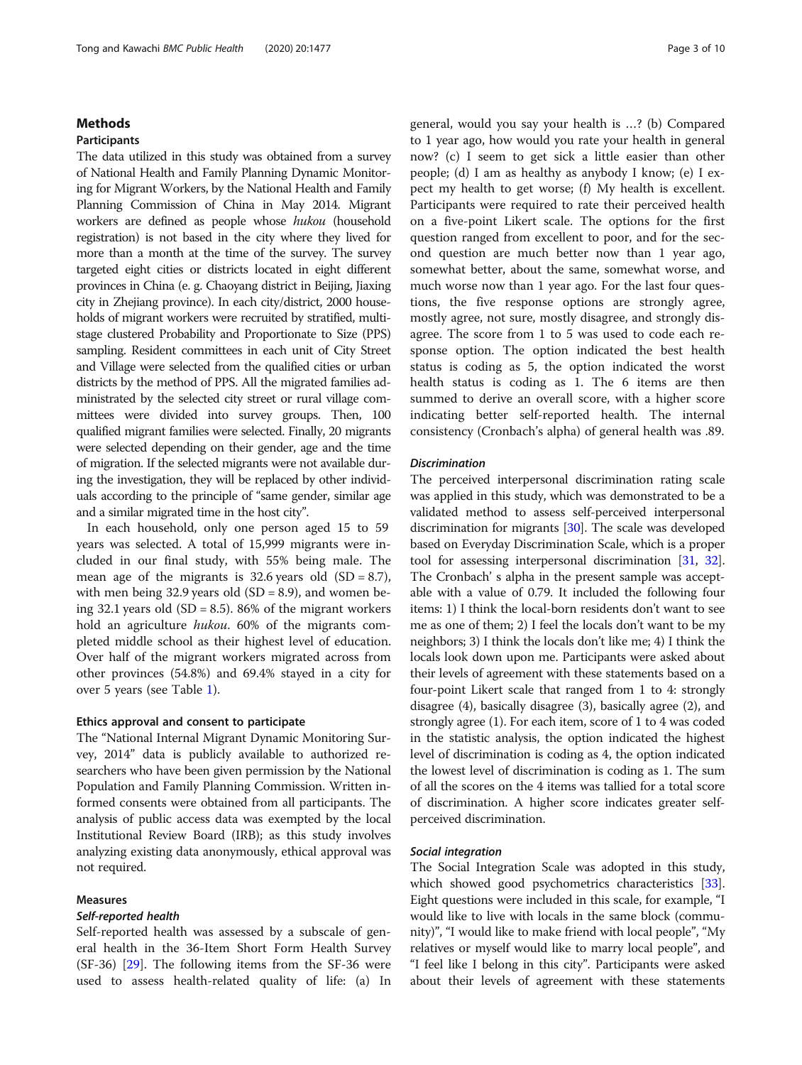## Methods

### Participants

The data utilized in this study was obtained from a survey of National Health and Family Planning Dynamic Monitoring for Migrant Workers, by the National Health and Family Planning Commission of China in May 2014. Migrant workers are defined as people whose *hukou* (household registration) is not based in the city where they lived for more than a month at the time of the survey. The survey targeted eight cities or districts located in eight different provinces in China (e. g. Chaoyang district in Beijing, Jiaxing city in Zhejiang province). In each city/district, 2000 households of migrant workers were recruited by stratified, multi-stage clustered Probability and Proportionate to Size (PPS) sampling. Resident committees in each unit of City Street and Village were selected from the qualified cities or urban districts by the method of PPS. All the migrated families administrated by the selected city street or rural village committees were divided into survey groups. Then, 100 qualified migrant families were selected. Finally, 20 migrants were selected depending on their gender, age and the time of migration. If the selected migrants were not available during the investigation, they will be replaced by other individuals according to the principle of "same gender, similar age and a similar migrated time in the host city".

In each household, only one person aged 15 to 59 years was selected. A total of 15,999 migrants were included in our final study, with 55% being male. The mean age of the migrants is 32.6 years old (SD = 8.7), with men being 32.9 years old (SD = 8.9), and women being 32.1 years old (SD = 8.5). 86% of the migrant workers hold an agriculture *hukou*. 60% of the migrants completed middle school as their highest level of education. Over half of the migrant workers migrated across from other provinces (54.8%) and 69.4% stayed in a city for over 5 years (see Table 1).

### Ethics approval and consent to participate

The "National Internal Migrant Dynamic Monitoring Survey, 2014" data is publicly available to authorized researchers who have been given permission by the National Population and Family Planning Commission. Written informed consents were obtained from all participants. The analysis of public access data was exempted by the local Institutional Review Board (IRB); as this study involves analyzing existing data anonymously, ethical approval was not required.

### Measures

#### *Self-reported health*

Self-reported health was assessed by a subscale of general health in the 36-Item Short Form Health Survey (SF-36) [29]. The following items from the SF-36 were used to assess health-related quality of life: (a) In general, would you say your health is …? (b) Compared to 1 year ago, how would you rate your health in general now? (c) I seem to get sick a little easier than other people; (d) I am as healthy as anybody I know; (e) I expect my health to get worse; (f) My health is excellent. Participants were required to rate their perceived health on a five-point Likert scale. The options for the first question ranged from excellent to poor, and for the second question are much better now than 1 year ago, somewhat better, about the same, somewhat worse, and much worse now than 1 year ago. For the last four questions, the five response options are strongly agree, mostly agree, not sure, mostly disagree, and strongly disagree. The score from 1 to 5 was used to code each response option. The option indicated the best health status is coding as 5, the option indicated the worst health status is coding as 1. The 6 items are then summed to derive an overall score, with a higher score indicating better self-reported health. The internal consistency (Cronbach's alpha) of general health was .89.

#### *Discrimination*

The perceived interpersonal discrimination rating scale was applied in this study, which was demonstrated to be a validated method to assess self-perceived interpersonal discrimination for migrants [30]. The scale was developed based on Everyday Discrimination Scale, which is a proper tool for assessing interpersonal discrimination [31, 32]. The Cronbach' s alpha in the present sample was acceptable with a value of 0.79. It included the following four items: 1) I think the local-born residents don't want to see me as one of them; 2) I feel the locals don't want to be my neighbors; 3) I think the locals don't like me; 4) I think the locals look down upon me. Participants were asked about their levels of agreement with these statements based on a four-point Likert scale that ranged from 1 to 4: strongly disagree (4), basically disagree (3), basically agree (2), and strongly agree (1). For each item, score of 1 to 4 was coded in the statistic analysis, the option indicated the highest level of discrimination is coding as 4, the option indicated the lowest level of discrimination is coding as 1. The sum of all the scores on the 4 items was tallied for a total score of discrimination. A higher score indicates greater self-perceived discrimination.

#### *Social integration*

The Social Integration Scale was adopted in this study, which showed good psychometrics characteristics [33]. Eight questions were included in this scale, for example, "I would like to live with locals in the same block (community)", "I would like to make friend with local people", "My relatives or myself would like to marry local people", and "I feel like I belong in this city". Participants were asked about their levels of agreement with these statements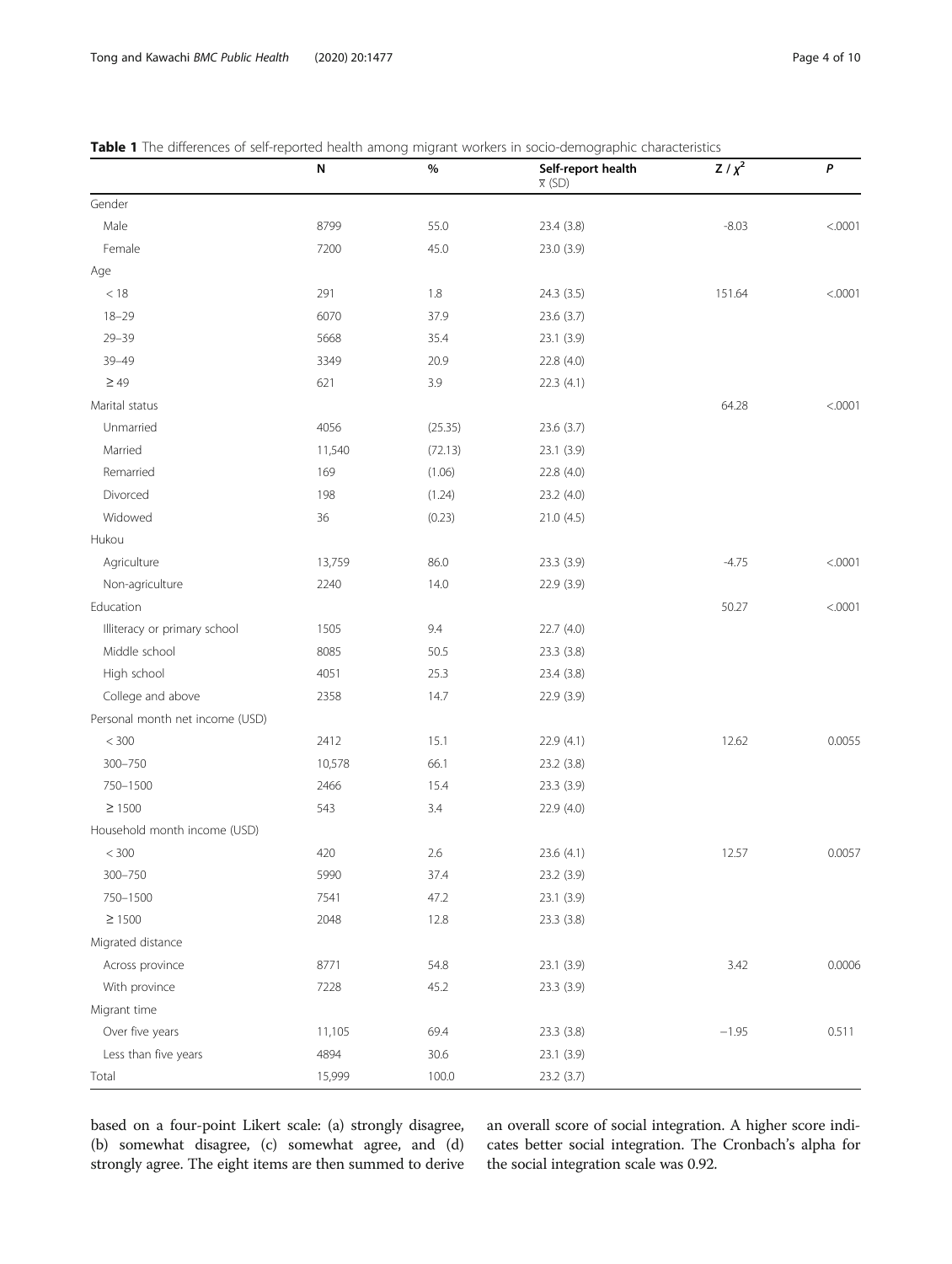**Table 1** The differences of self-reported health among migrant workers in socio-demographic characteristics

| | N | % | Self-report health $\overline{x}$ (SD) | Z / $\chi^2$ | *P* |
|---|---|---|---|---|---|
| Gender | | | | | |
| Male | 8799 | 55.0 | 23.4 (3.8) | -8.03 | <.0001 |
| Female | 7200 | 45.0 | 23.0 (3.9) | | |
| Age | | | | | |
| < 18 | 291 | 1.8 | 24.3 (3.5) | 151.64 | <.0001 |
| 18–29 | 6070 | 37.9 | 23.6 (3.7) | | |
| 29–39 | 5668 | 35.4 | 23.1 (3.9) | | |
| 39–49 | 3349 | 20.9 | 22.8 (4.0) | | |
| ≥ 49 | 621 | 3.9 | 22.3 (4.1) | | |
| Marital status | | | | 64.28 | <.0001 |
| Unmarried | 4056 | (25.35) | 23.6 (3.7) | | |
| Married | 11,540 | (72.13) | 23.1 (3.9) | | |
| Remarried | 169 | (1.06) | 22.8 (4.0) | | |
| Divorced | 198 | (1.24) | 23.2 (4.0) | | |
| Widowed | 36 | (0.23) | 21.0 (4.5) | | |
| Hukou | | | | | |
| Agriculture | 13,759 | 86.0 | 23.3 (3.9) | -4.75 | <.0001 |
| Non-agriculture | 2240 | 14.0 | 22.9 (3.9) | | |
| Education | | | | 50.27 | <.0001 |
| Illiteracy or primary school | 1505 | 9.4 | 22.7 (4.0) | | |
| Middle school | 8085 | 50.5 | 23.3 (3.8) | | |
| High school | 4051 | 25.3 | 23.4 (3.8) | | |
| College and above | 2358 | 14.7 | 22.9 (3.9) | | |
| Personal month net income (USD) | | | | | |
| < 300 | 2412 | 15.1 | 22.9 (4.1) | 12.62 | 0.0055 |
| 300–750 | 10,578 | 66.1 | 23.2 (3.8) | | |
| 750–1500 | 2466 | 15.4 | 23.3 (3.9) | | |
| ≥ 1500 | 543 | 3.4 | 22.9 (4.0) | | |
| Household month income (USD) | | | | | |
| < 300 | 420 | 2.6 | 23.6 (4.1) | 12.57 | 0.0057 |
| 300–750 | 5990 | 37.4 | 23.2 (3.9) | | |
| 750–1500 | 7541 | 47.2 | 23.1 (3.9) | | |
| ≥ 1500 | 2048 | 12.8 | 23.3 (3.8) | | |
| Migrated distance | | | | | |
| Across province | 8771 | 54.8 | 23.1 (3.9) | 3.42 | 0.0006 |
| With province | 7228 | 45.2 | 23.3 (3.9) | | |
| Migrant time | | | | | |
| Over five years | 11,105 | 69.4 | 23.3 (3.8) | −1.95 | 0.511 |
| Less than five years | 4894 | 30.6 | 23.1 (3.9) | | |
| Total | 15,999 | 100.0 | 23.2 (3.7) | | |

based on a four-point Likert scale: (a) strongly disagree, (b) somewhat disagree, (c) somewhat agree, and (d) strongly agree. The eight items are then summed to derive an overall score of social integration. A higher score indicates better social integration. The Cronbach's alpha for the social integration scale was 0.92.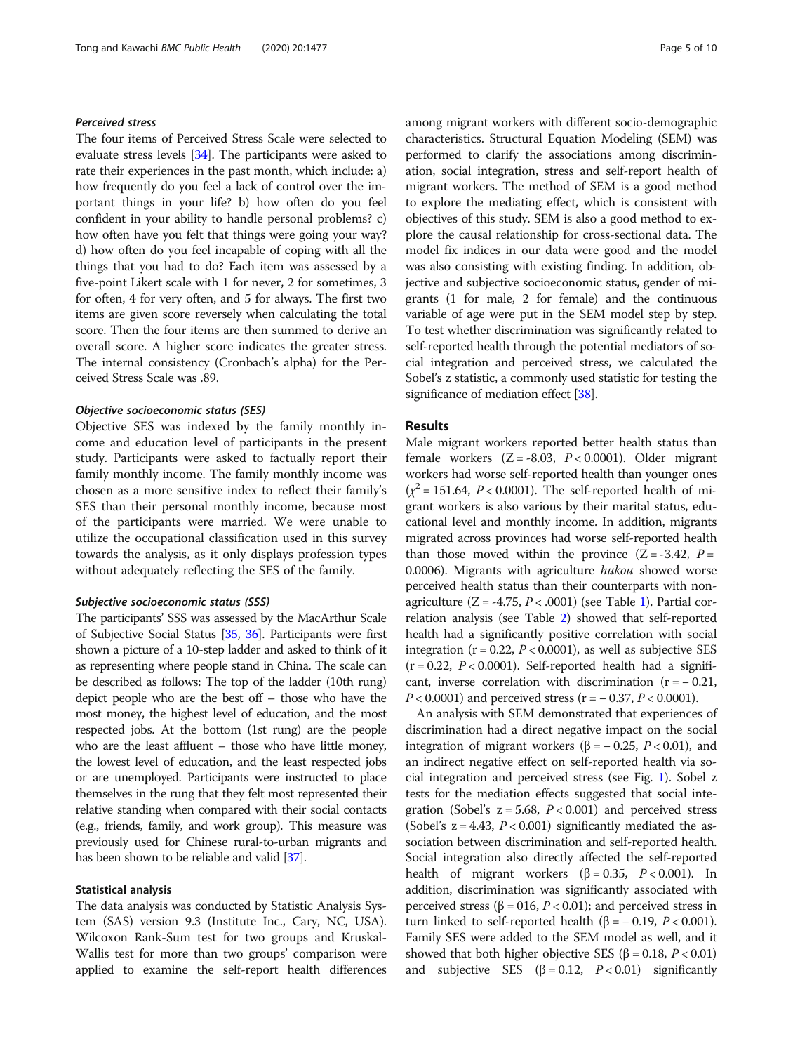#### *Perceived stress*

The four items of Perceived Stress Scale were selected to evaluate stress levels [34]. The participants were asked to rate their experiences in the past month, which include: a) how frequently do you feel a lack of control over the important things in your life? b) how often do you feel confident in your ability to handle personal problems? c) how often have you felt that things were going your way? d) how often do you feel incapable of coping with all the things that you had to do? Each item was assessed by a five-point Likert scale with 1 for never, 2 for sometimes, 3 for often, 4 for very often, and 5 for always. The first two items are given score reversely when calculating the total score. Then the four items are then summed to derive an overall score. A higher score indicates the greater stress. The internal consistency (Cronbach's alpha) for the Perceived Stress Scale was .89.

#### *Objective socioeconomic status (SES)*

Objective SES was indexed by the family monthly income and education level of participants in the present study. Participants were asked to factually report their family monthly income. The family monthly income was chosen as a more sensitive index to reflect their family's SES than their personal monthly income, because most of the participants were married. We were unable to utilize the occupational classification used in this survey towards the analysis, as it only displays profession types without adequately reflecting the SES of the family.

#### *Subjective socioeconomic status (SSS)*

The participants' SSS was assessed by the MacArthur Scale of Subjective Social Status [35, 36]. Participants were first shown a picture of a 10-step ladder and asked to think of it as representing where people stand in China. The scale can be described as follows: The top of the ladder (10th rung) depict people who are the best off – those who have the most money, the highest level of education, and the most respected jobs. At the bottom (1st rung) are the people who are the least affluent – those who have little money, the lowest level of education, and the least respected jobs or are unemployed. Participants were instructed to place themselves in the rung that they felt most represented their relative standing when compared with their social contacts (e.g., friends, family, and work group). This measure was previously used for Chinese rural-to-urban migrants and has been shown to be reliable and valid [37].

### Statistical analysis

The data analysis was conducted by Statistic Analysis System (SAS) version 9.3 (Institute Inc., Cary, NC, USA). Wilcoxon Rank-Sum test for two groups and Kruskal-Wallis test for more than two groups' comparison were applied to examine the self-report health differences among migrant workers with different socio-demographic characteristics. Structural Equation Modeling (SEM) was performed to clarify the associations among discrimination, social integration, stress and self-report health of migrant workers. The method of SEM is a good method to explore the mediating effect, which is consistent with objectives of this study. SEM is also a good method to explore the causal relationship for cross-sectional data. The model fix indices in our data were good and the model was also consisting with existing finding. In addition, objective and subjective socioeconomic status, gender of migrants (1 for male, 2 for female) and the continuous variable of age were put in the SEM model step by step. To test whether discrimination was significantly related to self-reported health through the potential mediators of social integration and perceived stress, we calculated the Sobel's z statistic, a commonly used statistic for testing the significance of mediation effect [38].

## Results

Male migrant workers reported better health status than female workers ($Z = -8.03$, $P < 0.0001$). Older migrant workers had worse self-reported health than younger ones ($\chi^2 = 151.64$, $P < 0.0001$). The self-reported health of migrant workers is also various by their marital status, educational level and monthly income. In addition, migrants migrated across provinces had worse self-reported health than those moved within the province ($Z = -3.42$, $P = 0.0006$). Migrants with agriculture *hukou* showed worse perceived health status than their counterparts with non-agriculture ($Z = -4.75$, $P < .0001$) (see Table 1). Partial correlation analysis (see Table 2) showed that self-reported health had a significantly positive correlation with social integration ($r = 0.22$, $P < 0.0001$), as well as subjective SES ($r = 0.22$, $P < 0.0001$). Self-reported health had a significant, inverse correlation with discrimination ($r = -0.21$, $P < 0.0001$) and perceived stress ($r = -0.37$, $P < 0.0001$).

An analysis with SEM demonstrated that experiences of discrimination had a direct negative impact on the social integration of migrant workers ($\beta = -0.25$, $P < 0.01$), and an indirect negative effect on self-reported health via social integration and perceived stress (see Fig. 1). Sobel z tests for the mediation effects suggested that social integration (Sobel's $z = 5.68$, $P < 0.001$) and perceived stress (Sobel's $z = 4.43$, $P < 0.001$) significantly mediated the association between discrimination and self-reported health. Social integration also directly affected the self-reported health of migrant workers ($\beta = 0.35$, $P < 0.001$). In addition, discrimination was significantly associated with perceived stress ($\beta = 016$, $P < 0.01$); and perceived stress in turn linked to self-reported health ($\beta = -0.19$, $P < 0.001$). Family SES were added to the SEM model as well, and it showed that both higher objective SES ($\beta = 0.18$, $P < 0.01$) and subjective SES ($\beta = 0.12$, $P < 0.01$) significantly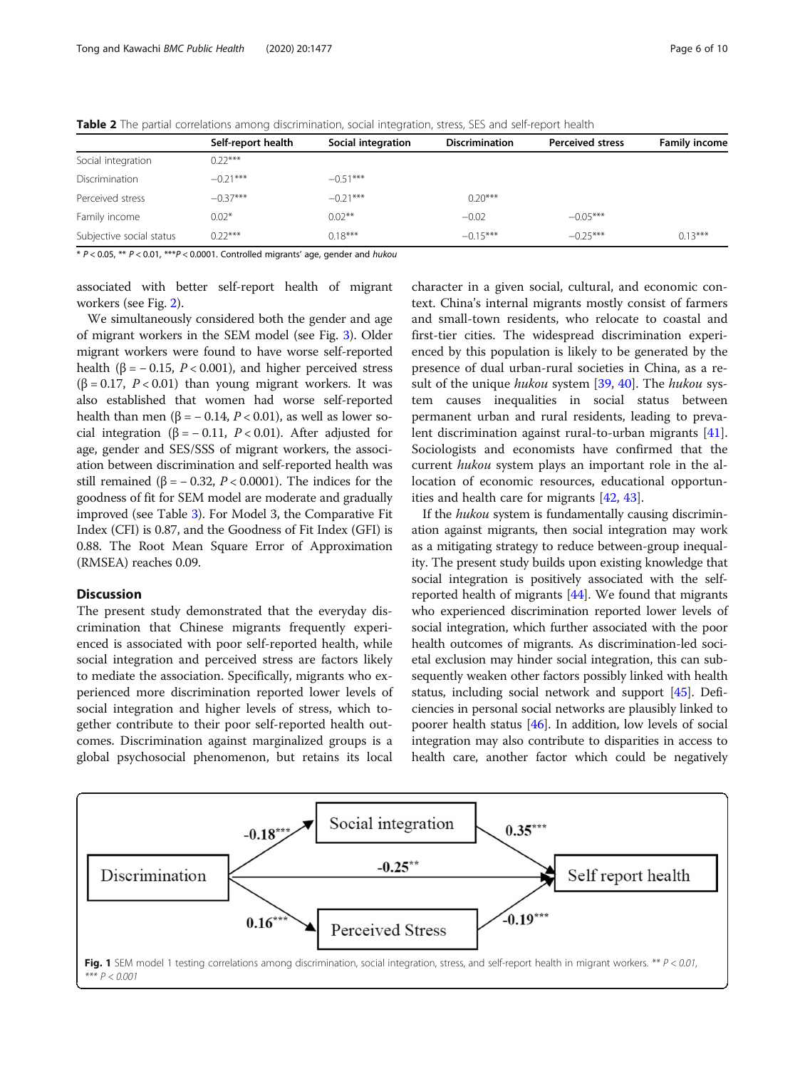**Table 2** The partial correlations among discrimination, social integration, stress, SES and self-report health

| | Self-report health | Social integration | Discrimination | Perceived stress | Family income |
|---|---|---|---|---|---|
| Social integration | 0.22*** | | | | |
| Discrimination | −0.21*** | −0.51*** | | | |
| Perceived stress | −0.37*** | −0.21*** | 0.20*** | | |
| Family income | 0.02* | 0.02** | −0.02 | −0.05*** | |
| Subjective social status | 0.22*** | 0.18*** | −0.15*** | −0.25*** | 0.13*** |

* $P < 0.05$, ** $P < 0.01$, ***$P < 0.0001$. Controlled migrants' age, gender and *hukou*

associated with better self-report health of migrant workers (see Fig. 2).

We simultaneously considered both the gender and age of migrant workers in the SEM model (see Fig. 3). Older migrant workers were found to have worse self-reported health ($\beta = -0.15$, $P < 0.001$), and higher perceived stress ($\beta = 0.17$, $P < 0.01$) than young migrant workers. It was also established that women had worse self-reported health than men ($\beta = -0.14$, $P < 0.01$), as well as lower social integration ($\beta = -0.11$, $P < 0.01$). After adjusted for age, gender and SES/SSS of migrant workers, the association between discrimination and self-reported health was still remained ($\beta = -0.32$, $P < 0.0001$). The indices for the goodness of fit for SEM model are moderate and gradually improved (see Table 3). For Model 3, the Comparative Fit Index (CFI) is 0.87, and the Goodness of Fit Index (GFI) is 0.88. The Root Mean Square Error of Approximation (RMSEA) reaches 0.09.

## Discussion

The present study demonstrated that the everyday discrimination that Chinese migrants frequently experienced is associated with poor self-reported health, while social integration and perceived stress are factors likely to mediate the association. Specifically, migrants who experienced more discrimination reported lower levels of social integration and higher levels of stress, which together contribute to their poor self-reported health outcomes. Discrimination against marginalized groups is a global psychosocial phenomenon, but retains its local character in a given social, cultural, and economic context. China's internal migrants mostly consist of farmers and small-town residents, who relocate to coastal and first-tier cities. The widespread discrimination experienced by this population is likely to be generated by the presence of dual urban-rural societies in China, as a result of the unique *hukou* system [39, 40]. The *hukou* system causes inequalities in social status between permanent urban and rural residents, leading to prevalent discrimination against rural-to-urban migrants [41]. Sociologists and economists have confirmed that the current *hukou* system plays an important role in the allocation of economic resources, educational opportunities and health care for migrants [42, 43].

If the *hukou* system is fundamentally causing discrimination against migrants, then social integration may work as a mitigating strategy to reduce between-group inequality. The present study builds upon existing knowledge that social integration is positively associated with the self-reported health of migrants [44]. We found that migrants who experienced discrimination reported lower levels of social integration, which further associated with the poor health outcomes of migrants. As discrimination-led societal exclusion may hinder social integration, this can subsequently weaken other factors possibly linked with health status, including social network and support [45]. Deficiencies in personal social networks are plausibly linked to poorer health status [46]. In addition, low levels of social integration may also contribute to disparities in access to health care, another factor which could be negatively

**Fig. 1** SEM model 1 testing correlations among discrimination, social integration, stress, and self-report health in migrant workers. ** $P < 0.01$, *** $P < 0.001$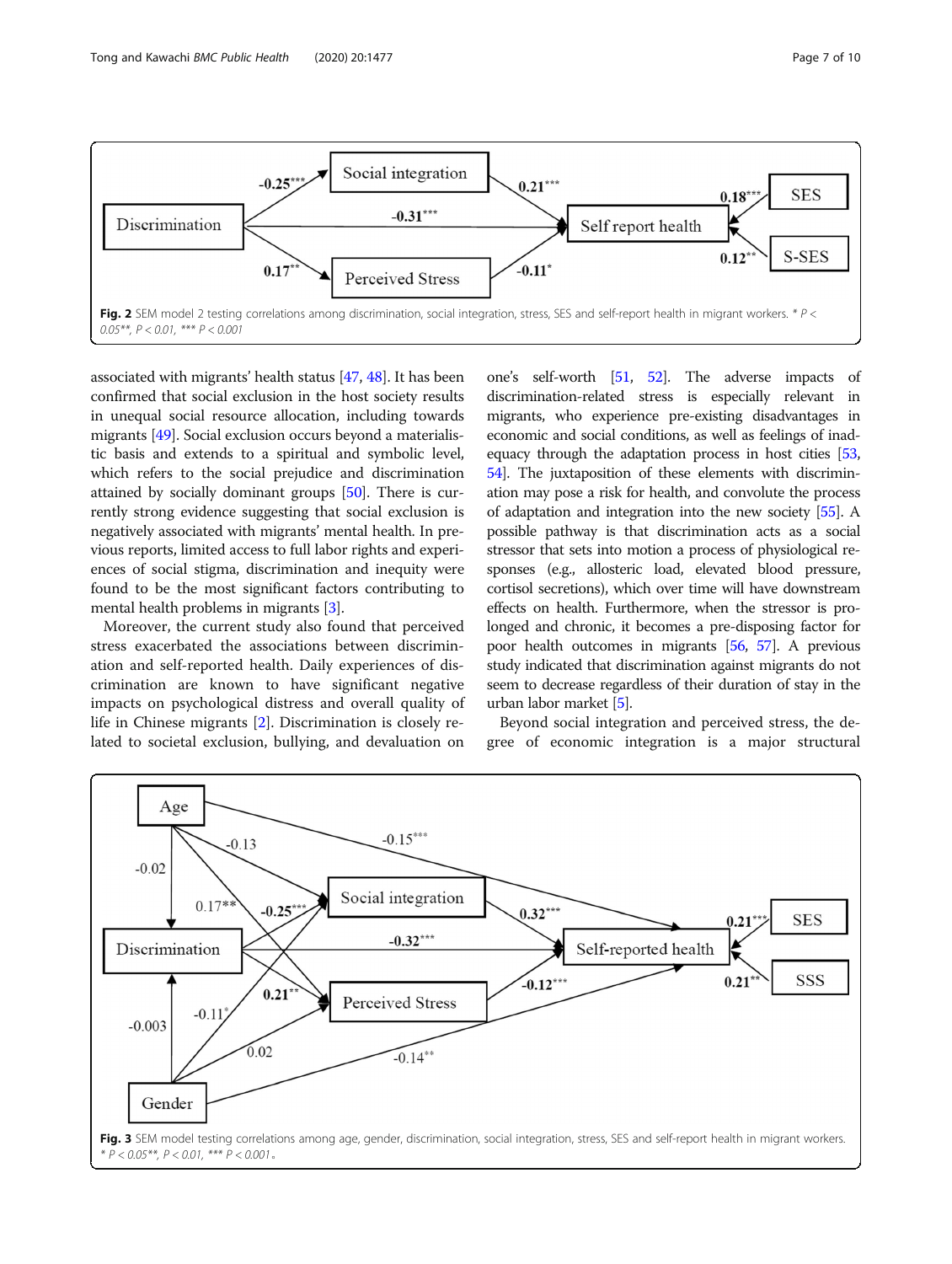Fig. 2 SEM model 2 testing correlations among discrimination, social integration, stress, SES and self-report health in migrant workers. * P < 0.05**, P < 0.01, *** P < 0.001

associated with migrants' health status [47, 48]. It has been confirmed that social exclusion in the host society results in unequal social resource allocation, including towards migrants [49]. Social exclusion occurs beyond a materialistic basis and extends to a spiritual and symbolic level, which refers to the social prejudice and discrimination attained by socially dominant groups [50]. There is currently strong evidence suggesting that social exclusion is negatively associated with migrants' mental health. In previous reports, limited access to full labor rights and experiences of social stigma, discrimination and inequity were found to be the most significant factors contributing to mental health problems in migrants [3].

Moreover, the current study also found that perceived stress exacerbated the associations between discrimination and self-reported health. Daily experiences of discrimination are known to have significant negative impacts on psychological distress and overall quality of life in Chinese migrants [2]. Discrimination is closely related to societal exclusion, bullying, and devaluation on one's self-worth [51, 52]. The adverse impacts of discrimination-related stress is especially relevant in migrants, who experience pre-existing disadvantages in economic and social conditions, as well as feelings of inadequacy through the adaptation process in host cities [53, 54]. The juxtaposition of these elements with discrimination may pose a risk for health, and convolute the process of adaptation and integration into the new society [55]. A possible pathway is that discrimination acts as a social stressor that sets into motion a process of physiological responses (e.g., allosteric load, elevated blood pressure, cortisol secretions), which over time will have downstream effects on health. Furthermore, when the stressor is prolonged and chronic, it becomes a pre-disposing factor for poor health outcomes in migrants [56, 57]. A previous study indicated that discrimination against migrants do not seem to decrease regardless of their duration of stay in the urban labor market [5].

Beyond social integration and perceived stress, the degree of economic integration is a major structural

Fig. 3 SEM model testing correlations among age, gender, discrimination, social integration, stress, SES and self-report health in migrant workers. * P < 0.05**, P < 0.01, *** P < 0.001。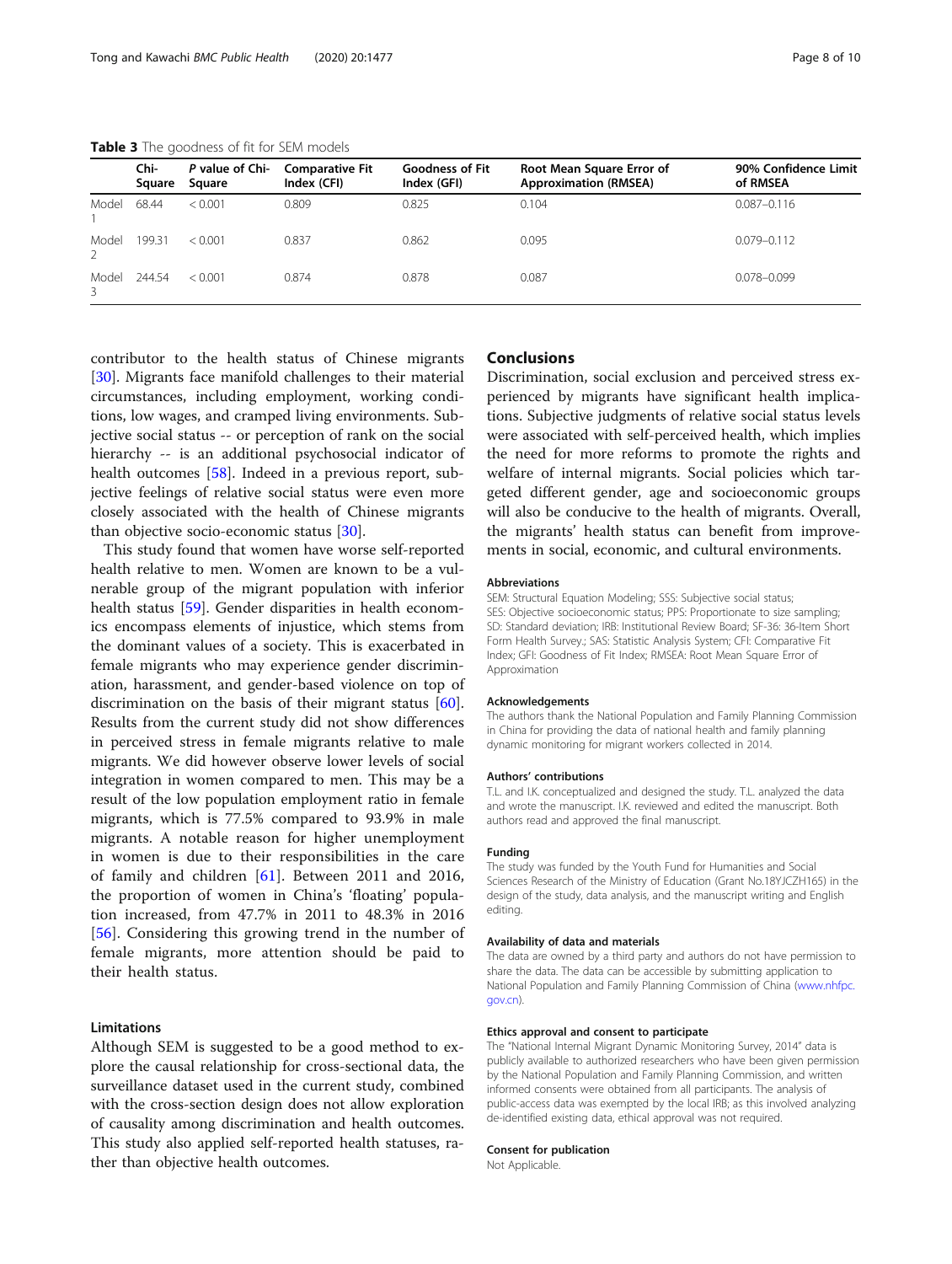**Table 3** The goodness of fit for SEM models

| | Chi-Square | *P* value of Chi-Square | Comparative Fit Index (CFI) | Goodness of Fit Index (GFI) | Root Mean Square Error of Approximation (RMSEA) | 90% Confidence Limit of RMSEA |
|---|---|---|---|---|---|---|
| Model 1 | 68.44 | < 0.001 | 0.809 | 0.825 | 0.104 | 0.087–0.116 |
| Model 2 | 199.31 | < 0.001 | 0.837 | 0.862 | 0.095 | 0.079–0.112 |
| Model 3 | 244.54 | < 0.001 | 0.874 | 0.878 | 0.087 | 0.078–0.099 |

contributor to the health status of Chinese migrants [30]. Migrants face manifold challenges to their material circumstances, including employment, working conditions, low wages, and cramped living environments. Subjective social status -- or perception of rank on the social hierarchy -- is an additional psychosocial indicator of health outcomes [58]. Indeed in a previous report, subjective feelings of relative social status were even more closely associated with the health of Chinese migrants than objective socio-economic status [30].

This study found that women have worse self-reported health relative to men. Women are known to be a vulnerable group of the migrant population with inferior health status [59]. Gender disparities in health economics encompass elements of injustice, which stems from the dominant values of a society. This is exacerbated in female migrants who may experience gender discrimination, harassment, and gender-based violence on top of discrimination on the basis of their migrant status [60]. Results from the current study did not show differences in perceived stress in female migrants relative to male migrants. We did however observe lower levels of social integration in women compared to men. This may be a result of the low population employment ratio in female migrants, which is 77.5% compared to 93.9% in male migrants. A notable reason for higher unemployment in women is due to their responsibilities in the care of family and children [61]. Between 2011 and 2016, the proportion of women in China's 'floating' population increased, from 47.7% in 2011 to 48.3% in 2016 [56]. Considering this growing trend in the number of female migrants, more attention should be paid to their health status.

### Limitations

Although SEM is suggested to be a good method to explore the causal relationship for cross-sectional data, the surveillance dataset used in the current study, combined with the cross-section design does not allow exploration of causality among discrimination and health outcomes. This study also applied self-reported health statuses, rather than objective health outcomes.

## Conclusions

Discrimination, social exclusion and perceived stress experienced by migrants have significant health implications. Subjective judgments of relative social status levels were associated with self-perceived health, which implies the need for more reforms to promote the rights and welfare of internal migrants. Social policies which targeted different gender, age and socioeconomic groups will also be conducive to the health of migrants. Overall, the migrants' health status can benefit from improvements in social, economic, and cultural environments.

#### Abbreviations

SEM: Structural Equation Modeling; SSS: Subjective social status; SES: Objective socioeconomic status; PPS: Proportionate to size sampling; SD: Standard deviation; IRB: Institutional Review Board; SF-36: 36-Item Short Form Health Survey.; SAS: Statistic Analysis System; CFI: Comparative Fit Index; GFI: Goodness of Fit Index; RMSEA: Root Mean Square Error of Approximation

#### Acknowledgements

The authors thank the National Population and Family Planning Commission in China for providing the data of national health and family planning dynamic monitoring for migrant workers collected in 2014.

#### Authors' contributions

T.L. and I.K. conceptualized and designed the study. T.L. analyzed the data and wrote the manuscript. I.K. reviewed and edited the manuscript. Both authors read and approved the final manuscript.

#### Funding

The study was funded by the Youth Fund for Humanities and Social Sciences Research of the Ministry of Education (Grant No.18YJCZH165) in the design of the study, data analysis, and the manuscript writing and English editing.

#### Availability of data and materials

The data are owned by a third party and authors do not have permission to share the data. The data can be accessible by submitting application to National Population and Family Planning Commission of China (www.nhfpc.gov.cn).

#### Ethics approval and consent to participate

The "National Internal Migrant Dynamic Monitoring Survey, 2014" data is publicly available to authorized researchers who have been given permission by the National Population and Family Planning Commission, and written informed consents were obtained from all participants. The analysis of public-access data was exempted by the local IRB; as this involved analyzing de-identified existing data, ethical approval was not required.

#### Consent for publication

Not Applicable.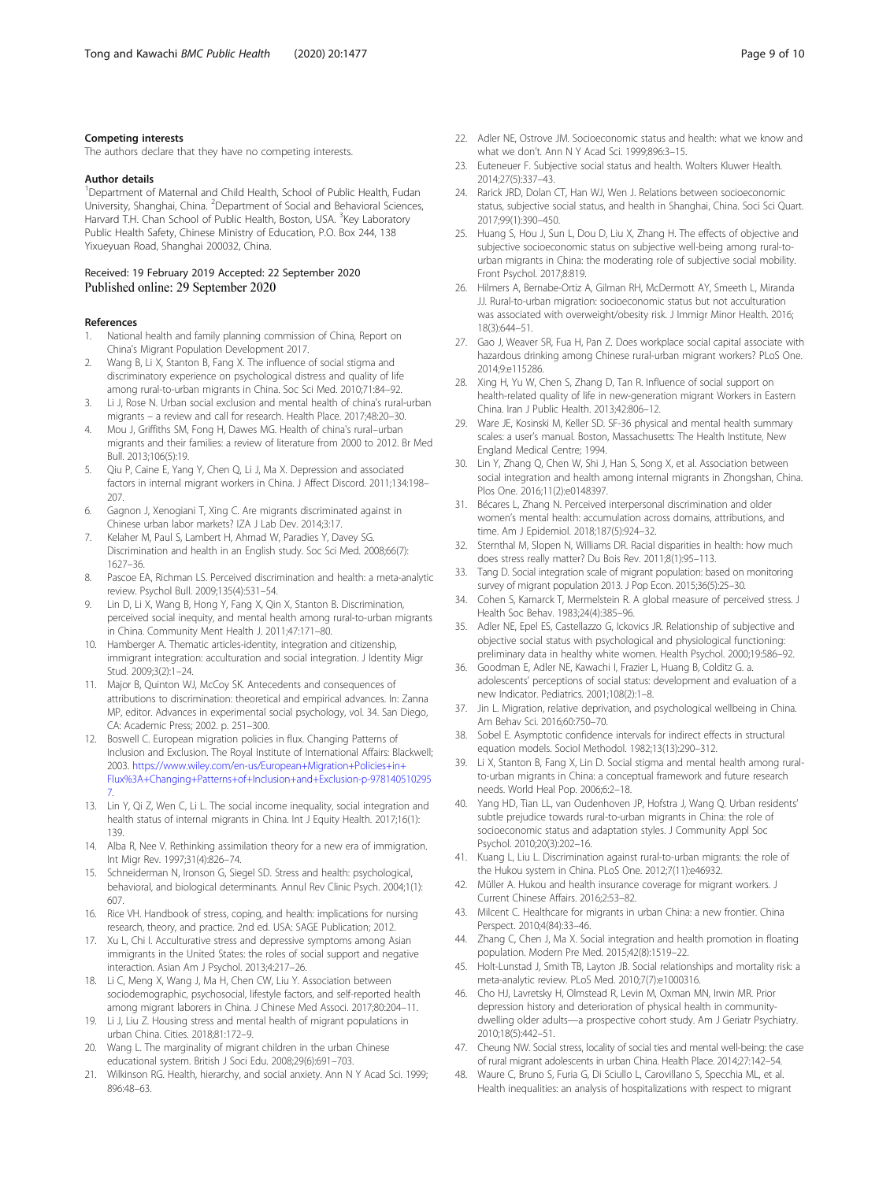#### Competing interests

The authors declare that they have no competing interests.

#### Author details

[1]Department of Maternal and Child Health, School of Public Health, Fudan University, Shanghai, China. [2]Department of Social and Behavioral Sciences, Harvard T.H. Chan School of Public Health, Boston, USA. [3]Key Laboratory Public Health Safety, Chinese Ministry of Education, P.O. Box 244, 138 Yixueyuan Road, Shanghai 200032, China.

Received: 19 February 2019 Accepted: 22 September 2020
Published online: 29 September 2020

#### References

1. National health and family planning commission of China, Report on China's Migrant Population Development 2017.
2. Wang B, Li X, Stanton B, Fang X. The influence of social stigma and discriminatory experience on psychological distress and quality of life among rural-to-urban migrants in China. Soc Sci Med. 2010;71:84–92.
3. Li J, Rose N. Urban social exclusion and mental health of china's rural-urban migrants – a review and call for research. Health Place. 2017;48:20–30.
4. Mou J, Griffiths SM, Fong H, Dawes MG. Health of china's rural–urban migrants and their families: a review of literature from 2000 to 2012. Br Med Bull. 2013;106(5):19.
5. Qiu P, Caine E, Yang Y, Chen Q, Li J, Ma X. Depression and associated factors in internal migrant workers in China. J Affect Discord. 2011;134:198–207.
6. Gagnon J, Xenogiani T, Xing C. Are migrants discriminated against in Chinese urban labor markets? IZA J Lab Dev. 2014;3:17.
7. Kelaher M, Paul S, Lambert H, Ahmad W, Paradies Y, Davey SG. Discrimination and health in an English study. Soc Sci Med. 2008;66(7):1627–36.
8. Pascoe EA, Richman LS. Perceived discrimination and health: a meta-analytic review. Psychol Bull. 2009;135(4):531–54.
9. Lin D, Li X, Wang B, Hong Y, Fang X, Qin X, Stanton B. Discrimination, perceived social inequity, and mental health among rural-to-urban migrants in China. Community Ment Health J. 2011;47:171–80.
10. Hamberger A. Thematic articles-identity, integration and citizenship, immigrant integration: acculturation and social integration. J Identity Migr Stud. 2009;3(2):1–24.
11. Major B, Quinton WJ, McCoy SK. Antecedents and consequences of attributions to discrimination: theoretical and empirical advances. In: Zanna MP, editor. Advances in experimental social psychology, vol. 34. San Diego, CA: Academic Press; 2002. p. 251–300.
12. Boswell C. European migration policies in flux. Changing Patterns of Inclusion and Exclusion. The Royal Institute of International Affairs: Blackwell; 2003. https://www.wiley.com/en-us/European+Migration+Policies+in+Flux%3A+Changing+Patterns+of+Inclusion+and+Exclusion-p-9781405102957.
13. Lin Y, Qi Z, Wen C, Li L. The social income inequality, social integration and health status of internal migrants in China. Int J Equity Health. 2017;16(1):139.
14. Alba R, Nee V. Rethinking assimilation theory for a new era of immigration. Int Migr Rev. 1997;31(4):826–74.
15. Schneiderman N, Ironson G, Siegel SD. Stress and health: psychological, behavioral, and biological determinants. Annu Rev Clinic Psych. 2004;1(1):607.
16. Rice VH. Handbook of stress, coping, and health: implications for nursing research, theory, and practice. 2nd ed. USA: SAGE Publication; 2012.
17. Xu L, Chi I. Acculturative stress and depressive symptoms among Asian immigrants in the United States: the roles of social support and negative interaction. Asian Am J Psychol. 2013;4:217–26.
18. Li C, Meng X, Wang J, Ma H, Chen CW, Liu Y. Association between sociodemographic, psychosocial, lifestyle factors, and self-reported health among migrant laborers in China. J Chinese Med Associ. 2017;80:204–11.
19. Li J, Liu Z. Housing stress and mental health of migrant populations in urban China. Cities. 2018;81:172–9.
20. Wang L. The marginality of migrant children in the urban Chinese educational system. British J Soci Edu. 2008;29(6):691–703.
21. Wilkinson RG. Health, hierarchy, and social anxiety. Ann N Y Acad Sci. 1999;896:48–63.
22. Adler NE, Ostrove JM. Socioeconomic status and health: what we know and what we don't. Ann N Y Acad Sci. 1999;896:3–15.
23. Euteneuer F. Subjective social status and health. Wolters Kluwer Health. 2014;27(5):337–43.
24. Rarick JRD, Dolan CT, Han WJ, Wen J. Relations between socioeconomic status, subjective social status, and health in Shanghai, China. Soci Sci Quart. 2017;99(1):390–450.
25. Huang S, Hou J, Sun L, Dou D, Liu X, Zhang H. The effects of objective and subjective socioeconomic status on subjective well-being among rural-to-urban migrants in China: the moderating role of subjective social mobility. Front Psychol. 2017;8:819.
26. Hilmers A, Bernabe-Ortiz A, Gilman RH, McDermott AY, Smeeth L, Miranda JJ. Rural-to-urban migration: socioeconomic status but not acculturation was associated with overweight/obesity risk. J Immigr Minor Health. 2016;18(3):644–51.
27. Gao J, Weaver SR, Fua H, Pan Z. Does workplace social capital associate with hazardous drinking among Chinese rural-urban migrant workers? PLoS One. 2014;9:e115286.
28. Xing H, Yu W, Chen S, Zhang D, Tan R. Influence of social support on health-related quality of life in new-generation migrant Workers in Eastern China. Iran J Public Health. 2013;42:806–12.
29. Ware JE, Kosinski M, Keller SD. SF-36 physical and mental health summary scales: a user's manual. Boston, Massachusetts: The Health Institute, New England Medical Centre; 1994.
30. Lin Y, Zhang Q, Chen W, Shi J, Han S, Song X, et al. Association between social integration and health among internal migrants in Zhongshan, China. Plos One. 2016;11(2):e0148397.
31. Bécares L, Zhang N. Perceived interpersonal discrimination and older women's mental health: accumulation across domains, attributions, and time. Am J Epidemiol. 2018;187(5):924–32.
32. Sternthal M, Slopen N, Williams DR. Racial disparities in health: how much does stress really matter? Du Bois Rev. 2011;8(1):95–113.
33. Tang D. Social integration scale of migrant population: based on monitoring survey of migrant population 2013. J Pop Econ. 2015;36(5):25–30.
34. Cohen S, Kamarck T, Mermelstein R. A global measure of perceived stress. J Health Soc Behav. 1983;24(4):385–96.
35. Adler NE, Epel ES, Castellazzo G, Ickovics JR. Relationship of subjective and objective social status with psychological and physiological functioning: preliminary data in healthy white women. Health Psychol. 2000;19:586–92.
36. Goodman E, Adler NE, Kawachi I, Frazier L, Huang B, Colditz G. a. adolescents' perceptions of social status: development and evaluation of a new Indicator. Pediatrics. 2001;108(2):1–8.
37. Jin L. Migration, relative deprivation, and psychological wellbeing in China. Am Behav Sci. 2016;60:750–70.
38. Sobel E. Asymptotic confidence intervals for indirect effects in structural equation models. Sociol Methodol. 1982;13(13):290–312.
39. Li X, Stanton B, Fang X, Lin D. Social stigma and mental health among rural-to-urban migrants in China: a conceptual framework and future research needs. World Heal Pop. 2006;6:2–18.
40. Yang HD, Tian LL, van Oudenhoven JP, Hofstra J, Wang Q. Urban residents' subtle prejudice towards rural-to-urban migrants in China: the role of socioeconomic status and adaptation styles. J Community Appl Soc Psychol. 2010;20(3):202–16.
41. Kuang L, Liu L. Discrimination against rural-to-urban migrants: the role of the Hukou system in China. PLoS One. 2012;7(11):e46932.
42. Müller A. Hukou and health insurance coverage for migrant workers. J Current Chinese Affairs. 2016;2:53–82.
43. Milcent C. Healthcare for migrants in urban China: a new frontier. China Perspect. 2010;4(84):33–46.
44. Zhang C, Chen J, Ma X. Social integration and health promotion in floating population. Modern Pre Med. 2015;42(8):1519–22.
45. Holt-Lunstad J, Smith TB, Layton JB. Social relationships and mortality risk: a meta-analytic review. PLoS Med. 2010;7(7):e1000316.
46. Cho HJ, Lavretsky H, Olmstead R, Levin M, Oxman MN, Irwin MR. Prior depression history and deterioration of physical health in community-dwelling older adults—a prospective cohort study. Am J Geriatr Psychiatry. 2010;18(5):442–51.
47. Cheung NW. Social stress, locality of social ties and mental well-being: the case of rural migrant adolescents in urban China. Health Place. 2014;27:142–54.
48. Waure C, Bruno S, Furia G, Di Sciullo L, Carovillano S, Specchia ML, et al. Health inequalities: an analysis of hospitalizations with respect to migrant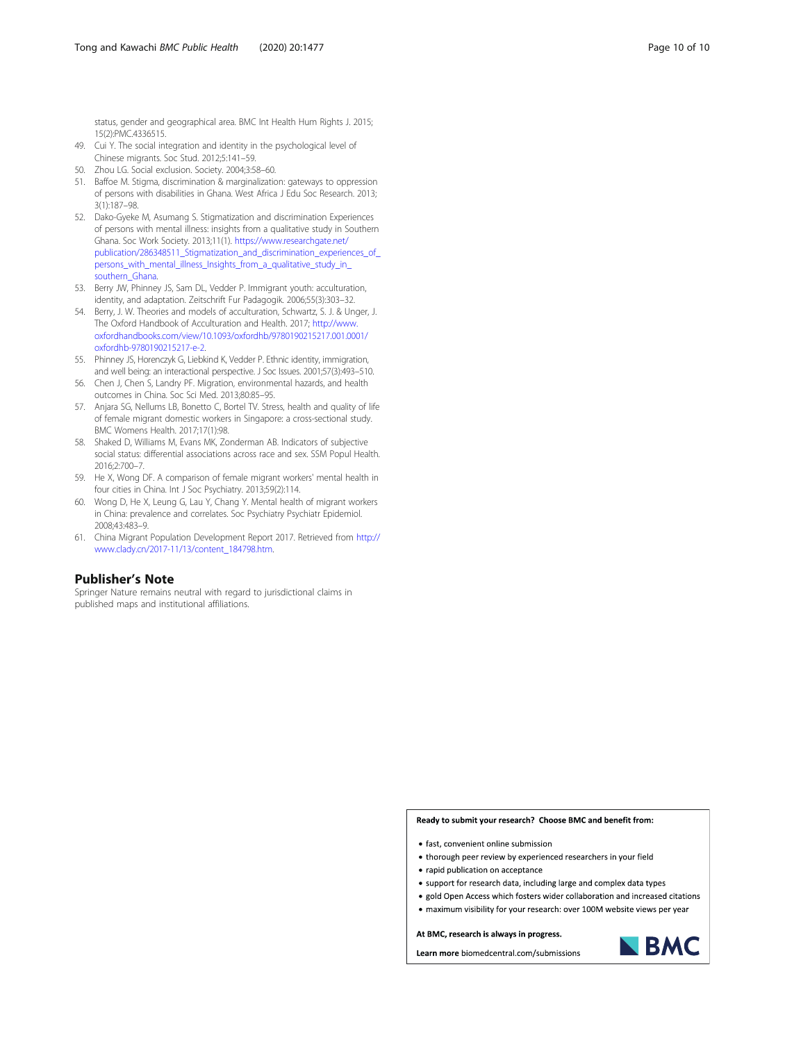status, gender and geographical area. BMC Int Health Hum Rights J. 2015; 15(2):PMC.4336515.

49. Cui Y. The social integration and identity in the psychological level of Chinese migrants. Soc Stud. 2012;5:141–59.
50. Zhou LG. Social exclusion. Society. 2004;3:58–60.
51. Baffoe M. Stigma, discrimination & marginalization: gateways to oppression of persons with disabilities in Ghana. West Africa J Edu Soc Research. 2013; 3(1):187–98.
52. Dako-Gyeke M, Asumang S. Stigmatization and discrimination Experiences of persons with mental illness: insights from a qualitative study in Southern Ghana. Soc Work Society. 2013;11(1). https://www.researchgate.net/publication/286348511_Stigmatization_and_discrimination_experiences_of_persons_with_mental_illness_Insights_from_a_qualitative_study_in_southern_Ghana.
53. Berry JW, Phinney JS, Sam DL, Vedder P. Immigrant youth: acculturation, identity, and adaptation. Zeitschrift Fur Padagogik. 2006;55(3):303–32.
54. Berry, J. W. Theories and models of acculturation, Schwartz, S. J. & Unger, J. The Oxford Handbook of Acculturation and Health. 2017; http://www.oxfordhandbooks.com/view/10.1093/oxfordhb/9780190215217.001.0001/oxfordhb-9780190215217-e-2.
55. Phinney JS, Horenczyk G, Liebkind K, Vedder P. Ethnic identity, immigration, and well being: an interactional perspective. J Soc Issues. 2001;57(3):493–510.
56. Chen J, Chen S, Landry PF. Migration, environmental hazards, and health outcomes in China. Soc Sci Med. 2013;80:85–95.
57. Anjara SG, Nellums LB, Bonetto C, Bortel TV. Stress, health and quality of life of female migrant domestic workers in Singapore: a cross-sectional study. BMC Womens Health. 2017;17(1):98.
58. Shaked D, Williams M, Evans MK, Zonderman AB. Indicators of subjective social status: differential associations across race and sex. SSM Popul Health. 2016;2:700–7.
59. He X, Wong DF. A comparison of female migrant workers' mental health in four cities in China. Int J Soc Psychiatry. 2013;59(2):114.
60. Wong D, He X, Leung G, Lau Y, Chang Y. Mental health of migrant workers in China: prevalence and correlates. Soc Psychiatry Psychiatr Epidemiol. 2008;43:483–9.
61. China Migrant Population Development Report 2017. Retrieved from http://www.clady.cn/2017-11/13/content_184798.htm.

## Publisher's Note

Springer Nature remains neutral with regard to jurisdictional claims in published maps and institutional affiliations.

**Ready to submit your research? Choose BMC and benefit from:**

- fast, convenient online submission
- thorough peer review by experienced researchers in your field
- rapid publication on acceptance
- support for research data, including large and complex data types
- gold Open Access which fosters wider collaboration and increased citations
- maximum visibility for your research: over 100M website views per year

**At BMC, research is always in progress.**

**Learn more** biomedcentral.com/submissions

BMC